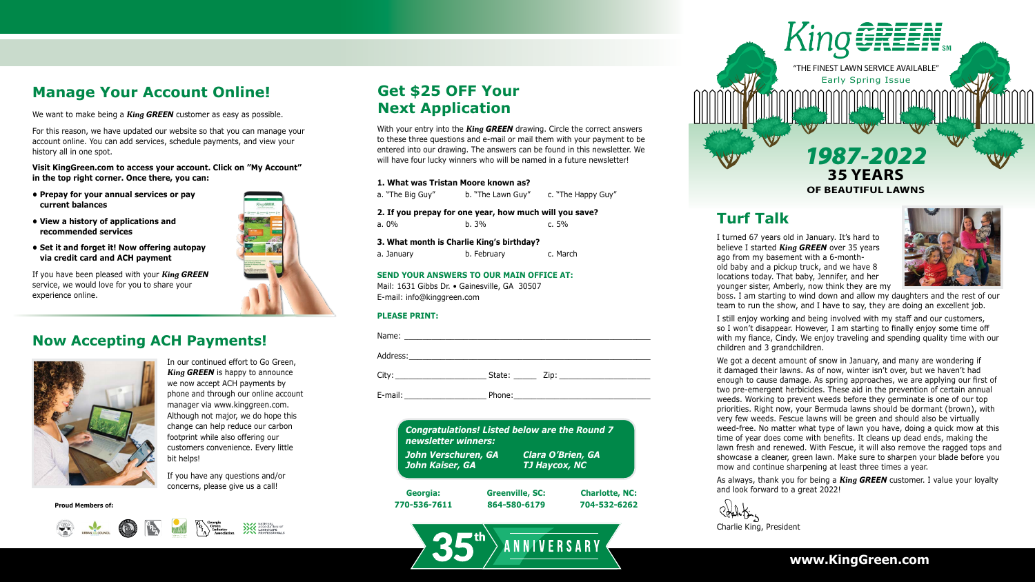## Manage Your Account Online!

We want to make being a ***King GREEN*** customer as easy as possible.

For this reason, we have updated our website so that you can manage your account online. You can add services, schedule payments, and view your history all in one spot.

**Visit KingGreen.com to access your account. Click on "My Account" in the top right corner. Once there, you can:**

- **Prepay for your annual services or pay current balances**
- **View a history of applications and recommended services**
- **Set it and forget it! Now offering autopay via credit card and ACH payment**

If you have been pleased with your ***King GREEN*** service, we would love for you to share your experience online.

## Now Accepting ACH Payments!

In our continued effort to Go Green, ***King GREEN*** is happy to announce we now accept ACH payments by phone and through our online account manager via www.kinggreen.com. Although not major, we do hope this change can help reduce our carbon footprint while also offering our customers convenience. Every little bit helps!

If you have any questions and/or concerns, please give us a call!

**Proud Members of:**

## Get $25 OFF Your Next Application

With your entry into the ***King GREEN*** drawing. Circle the correct answers to these three questions and e-mail or mail them with your payment to be entered into our drawing. The answers can be found in this newsletter. We will have four lucky winners who will be named in a future newsletter!

**1. What was Tristan Moore known as?**

a. "The Big Guy" b. "The Lawn Guy" c. "The Happy Guy"

**2. If you prepay for one year, how much will you save?**

a. 0% b. 3% c. 5%

**3. What month is Charlie King's birthday?**

a. January b. February c. March

**SEND YOUR ANSWERS TO OUR MAIN OFFICE AT:**

Mail: 1631 Gibbs Dr. • Gainesville, GA 30507
E-mail: info@kinggreen.com

**PLEASE PRINT:**

Name: ______________________

Address: ______________________

City: __________ State: _____ Zip: __________

E-mail: __________ Phone: __________

***Congratulations! Listed below are the Round 7 newsletter winners:***

***John Verschuren, GA***
***John Kaiser, GA***
***Clara O'Brien, GA***
***TJ Haycox, NC***

**Georgia:** **770-536-7611**
**Greenville, SC:** **864-580-6179**
**Charlotte, NC:** **704-532-6262**

35th ANNIVERSARY

# King GREEN

"THE FINEST LAWN SERVICE AVAILABLE"

Early Spring Issue

***1987-2022***
**35 YEARS**
**OF BEAUTIFUL LAWNS**

## Turf Talk

I turned 67 years old in January. It's hard to believe I started ***King GREEN*** over 35 years ago from my basement with a 6-month-old baby and a pickup truck, and we have 8 locations today. That baby, Jennifer, and her younger sister, Amberly, now think they are my boss. I am starting to wind down and allow my daughters and the rest of our team to run the show, and I have to say, they are doing an excellent job.

I still enjoy working and being involved with my staff and our customers, so I won't disappear. However, I am starting to finally enjoy some time off with my fiance, Cindy. We enjoy traveling and spending quality time with our children and 3 grandchildren.

We got a decent amount of snow in January, and many are wondering if it damaged their lawns. As of now, winter isn't over, but we haven't had enough to cause damage. As spring approaches, we are applying our first of two pre-emergent herbicides. These aid in the prevention of certain annual weeds. Working to prevent weeds before they germinate is one of our top priorities. Right now, your Bermuda lawns should be dormant (brown), with very few weeds. Fescue lawns will be green and should also be virtually weed-free. No matter what type of lawn you have, doing a quick mow at this time of year does come with benefits. It cleans up dead ends, making the lawn fresh and renewed. With Fescue, it will also remove the ragged tops and showcase a cleaner, green lawn. Make sure to sharpen your blade before you mow and continue sharpening at least three times a year.

As always, thank you for being a ***King GREEN*** customer. I value your loyalty and look forward to a great 2022!

Charlie King, President

**www.KingGreen.com**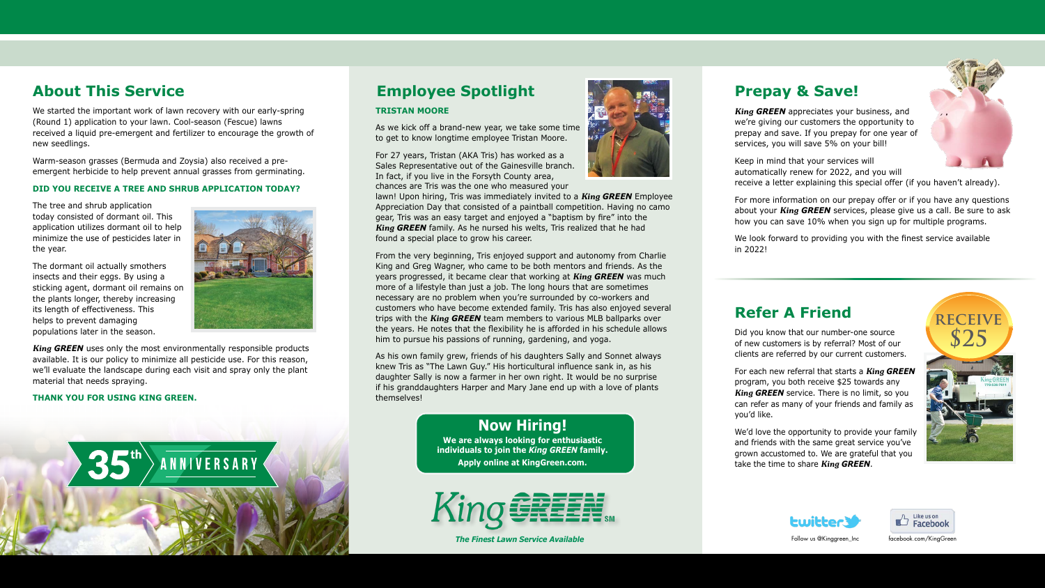## About This Service

We started the important work of lawn recovery with our early-spring (Round 1) application to your lawn. Cool-season (Fescue) lawns received a liquid pre-emergent and fertilizer to encourage the growth of new seedlings.

Warm-season grasses (Bermuda and Zoysia) also received a pre-emergent herbicide to help prevent annual grasses from germinating.

**DID YOU RECEIVE A TREE AND SHRUB APPLICATION TODAY?**

The tree and shrub application today consisted of dormant oil. This application utilizes dormant oil to help minimize the use of pesticides later in the year.

The dormant oil actually smothers insects and their eggs. By using a sticking agent, dormant oil remains on the plants longer, thereby increasing its length of effectiveness. This helps to prevent damaging populations later in the season.

***King GREEN*** uses only the most environmentally responsible products available. It is our policy to minimize all pesticide use. For this reason, we'll evaluate the landscape during each visit and spray only the plant material that needs spraying.

**THANK YOU FOR USING KING GREEN.**

35th ANNIVERSARY

## Employee Spotlight

**TRISTAN MOORE**

As we kick off a brand-new year, we take some time to get to know longtime employee Tristan Moore.

For 27 years, Tristan (AKA Tris) has worked as a Sales Representative out of the Gainesville branch. In fact, if you live in the Forsyth County area, chances are Tris was the one who measured your lawn! Upon hiring, Tris was immediately invited to a ***King GREEN*** Employee Appreciation Day that consisted of a paintball competition. Having no camo gear, Tris was an easy target and enjoyed a "baptism by fire" into the ***King GREEN*** family. As he nursed his welts, Tris realized that he had found a special place to grow his career.

From the very beginning, Tris enjoyed support and autonomy from Charlie King and Greg Wagner, who came to be both mentors and friends. As the years progressed, it became clear that working at ***King GREEN*** was much more of a lifestyle than just a job. The long hours that are sometimes necessary are no problem when you're surrounded by co-workers and customers who have become extended family. Tris has also enjoyed several trips with the ***King GREEN*** team members to various MLB ballparks over the years. He notes that the flexibility he is afforded in his schedule allows him to pursue his passions of running, gardening, and yoga.

As his own family grew, friends of his daughters Sally and Sonnet always knew Tris as "The Lawn Guy." His horticultural influence sank in, as his daughter Sally is now a farmer in her own right. It would be no surprise if his granddaughters Harper and Mary Jane end up with a love of plants themselves!

### Now Hiring!

**We are always looking for enthusiastic individuals to join the *King GREEN* family.**

**Apply online at KingGreen.com.**

King GREEN SM

*The Finest Lawn Service Available*

## Prepay & Save!

***King GREEN*** appreciates your business, and we're giving our customers the opportunity to prepay and save. If you prepay for one year of services, you will save 5% on your bill!

Keep in mind that your services will automatically renew for 2022, and you will receive a letter explaining this special offer (if you haven't already).

For more information on our prepay offer or if you have any questions about your ***King GREEN*** services, please give us a call. Be sure to ask how you can save 10% when you sign up for multiple programs.

We look forward to providing you with the finest service available in 2022!

## Refer A Friend

RECEIVE $25

Did you know that our number-one source of new customers is by referral? Most of our clients are referred by our current customers.

For each new referral that starts a ***King GREEN*** program, you both receive $25 towards any ***King GREEN*** service. There is no limit, so you can refer as many of your friends and family as you'd like.

We'd love the opportunity to provide your family and friends with the same great service you've grown accustomed to. We are grateful that you take the time to share ***King GREEN***.

Follow us @Kinggreen_Inc

facebook.com/KingGreen